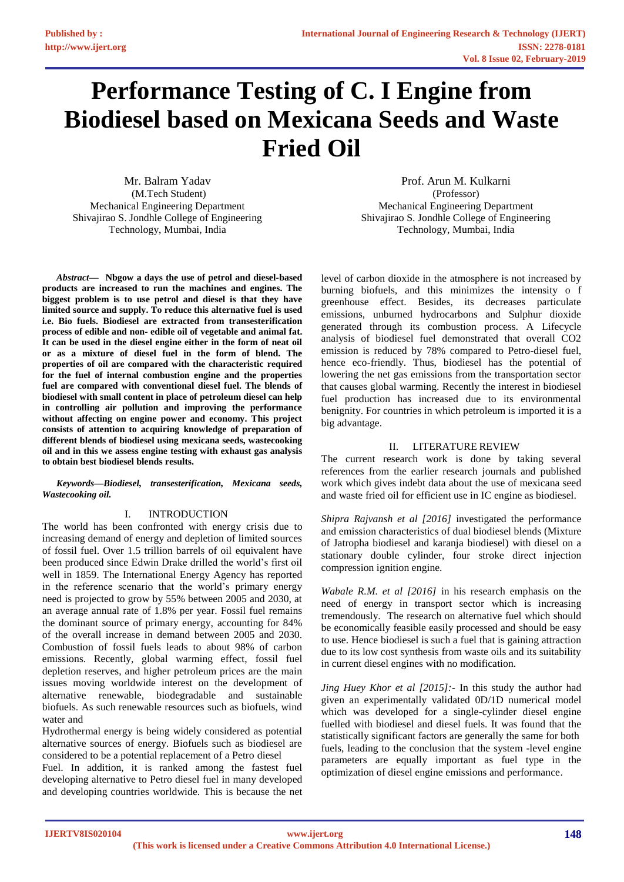# Performance Testing of C. I Engine from Biodiesel based on Mexicana Seeds and Waste Fried Oil

Mr. Balram Yadav
(M.Tech Student)
Mechanical Engineering Department
Shivajirao S. Jondhle College of Engineering Technology, Mumbai, India

Prof. Arun M. Kulkarni
(Professor)
Mechanical Engineering Department
Shivajirao S. Jondhle College of Engineering Technology, Mumbai, India

***Abstract*— Nbgow a days the use of petrol and diesel-based products are increased to run the machines and engines. The biggest problem is to use petrol and diesel is that they have limited source and supply. To reduce this alternative fuel is used i.e. Bio fuels. Biodiesel are extracted from transesterification process of edible and non- edible oil of vegetable and animal fat. It can be used in the diesel engine either in the form of neat oil or as a mixture of diesel fuel in the form of blend. The properties of oil are compared with the characteristic required for the fuel of internal combustion engine and the properties fuel are compared with conventional diesel fuel. The blends of biodiesel with small content in place of petroleum diesel can help in controlling air pollution and improving the performance without affecting on engine power and economy. This project consists of attention to acquiring knowledge of preparation of different blends of biodiesel using mexicana seeds, wastecooking oil and in this we assess engine testing with exhaust gas analysis to obtain best biodiesel blends results.**

***Keywords—Biodiesel, transesterification, Mexicana seeds, Wastecooking oil.***

## I. INTRODUCTION

The world has been confronted with energy crisis due to increasing demand of energy and depletion of limited sources of fossil fuel. Over 1.5 trillion barrels of oil equivalent have been produced since Edwin Drake drilled the world's first oil well in 1859. The International Energy Agency has reported in the reference scenario that the world's primary energy need is projected to grow by 55% between 2005 and 2030, at an average annual rate of 1.8% per year. Fossil fuel remains the dominant source of primary energy, accounting for 84% of the overall increase in demand between 2005 and 2030. Combustion of fossil fuels leads to about 98% of carbon emissions. Recently, global warming effect, fossil fuel depletion reserves, and higher petroleum prices are the main issues moving worldwide interest on the development of alternative renewable, biodegradable and sustainable biofuels. As such renewable resources such as biofuels, wind water and

Hydrothermal energy is being widely considered as potential alternative sources of energy. Biofuels such as biodiesel are considered to be a potential replacement of a Petro diesel

Fuel. In addition, it is ranked among the fastest fuel developing alternative to Petro diesel fuel in many developed and developing countries worldwide. This is because the net level of carbon dioxide in the atmosphere is not increased by burning biofuels, and this minimizes the intensity o f greenhouse effect. Besides, its decreases particulate emissions, unburned hydrocarbons and Sulphur dioxide generated through its combustion process. A Lifecycle analysis of biodiesel fuel demonstrated that overall $CO_2$ emission is reduced by 78% compared to Petro-diesel fuel, hence eco-friendly. Thus, biodiesel has the potential of lowering the net gas emissions from the transportation sector that causes global warming. Recently the interest in biodiesel fuel production has increased due to its environmental benignity. For countries in which petroleum is imported it is a big advantage.

## II. LITERATURE REVIEW

The current research work is done by taking several references from the earlier research journals and published work which gives indebt data about the use of mexicana seed and waste fried oil for efficient use in IC engine as biodiesel.

*Shipra Rajvansh et al [2016]* investigated the performance and emission characteristics of dual biodiesel blends (Mixture of Jatropha biodiesel and karanja biodiesel) with diesel on a stationary double cylinder, four stroke direct injection compression ignition engine.

*Wabale R.M. et al [2016]* in his research emphasis on the need of energy in transport sector which is increasing tremendously. The research on alternative fuel which should be economically feasible easily processed and should be easy to use. Hence biodiesel is such a fuel that is gaining attraction due to its low cost synthesis from waste oils and its suitability in current diesel engines with no modification.

*Jing Huey Khor et al [2015]:-* In this study the author had given an experimentally validated 0D/1D numerical model which was developed for a single-cylinder diesel engine fuelled with biodiesel and diesel fuels. It was found that the statistically significant factors are generally the same for both fuels, leading to the conclusion that the system -level engine parameters are equally important as fuel type in the optimization of diesel engine emissions and performance.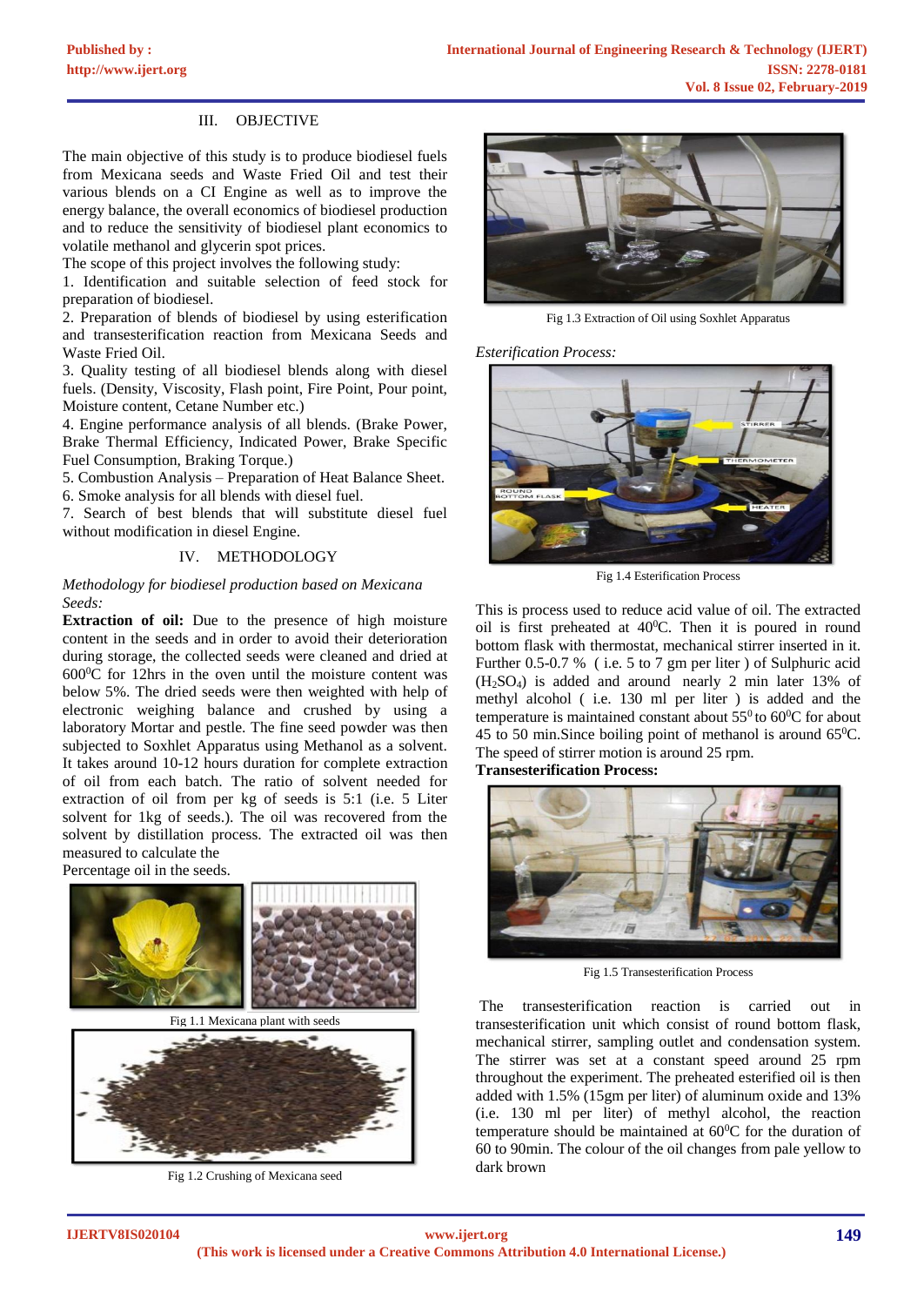## III. OBJECTIVE

The main objective of this study is to produce biodiesel fuels from Mexicana seeds and Waste Fried Oil and test their various blends on a CI Engine as well as to improve the energy balance, the overall economics of biodiesel production and to reduce the sensitivity of biodiesel plant economics to volatile methanol and glycerin spot prices.

The scope of this project involves the following study:

1. Identification and suitable selection of feed stock for preparation of biodiesel.
2. Preparation of blends of biodiesel by using esterification and transesterification reaction from Mexicana Seeds and Waste Fried Oil.
3. Quality testing of all biodiesel blends along with diesel fuels. (Density, Viscosity, Flash point, Fire Point, Pour point, Moisture content, Cetane Number etc.)
4. Engine performance analysis of all blends. (Brake Power, Brake Thermal Efficiency, Indicated Power, Brake Specific Fuel Consumption, Braking Torque.)
5. Combustion Analysis – Preparation of Heat Balance Sheet.
6. Smoke analysis for all blends with diesel fuel.
7. Search of best blends that will substitute diesel fuel without modification in diesel Engine.

## IV. METHODOLOGY

*Methodology for biodiesel production based on Mexicana Seeds:*

**Extraction of oil:** Due to the presence of high moisture content in the seeds and in order to avoid their deterioration during storage, the collected seeds were cleaned and dried at $600^0$C for 12hrs in the oven until the moisture content was below 5%. The dried seeds were then weighted with help of electronic weighing balance and crushed by using a laboratory Mortar and pestle. The fine seed powder was then subjected to Soxhlet Apparatus using Methanol as a solvent. It takes around 10-12 hours duration for complete extraction of oil from each batch. The ratio of solvent needed for extraction of oil from per kg of seeds is 5:1 (i.e. 5 Liter solvent for 1kg of seeds.). The oil was recovered from the solvent by distillation process. The extracted oil was then measured to calculate the

Percentage oil in the seeds.

Fig 1.1 Mexicana plant with seeds

Fig 1.2 Crushing of Mexicana seed

Fig 1.3 Extraction of Oil using Soxhlet Apparatus

*Esterification Process:*

Fig 1.4 Esterification Process

This is process used to reduce acid value of oil. The extracted oil is first preheated at $40^0$C. Then it is poured in round bottom flask with thermostat, mechanical stirrer inserted in it. Further 0.5-0.7 % ( i.e. 5 to 7 gm per liter ) of Sulphuric acid ($H_2SO_4$) is added and around nearly 2 min later 13% of methyl alcohol ( i.e. 130 ml per liter ) is added and the temperature is maintained constant about $55^0$ to $60^0$C for about 45 to 50 min.Since boiling point of methanol is around $65^0$C. The speed of stirrer motion is around 25 rpm.

**Transesterification Process:**

Fig 1.5 Transesterification Process

The transesterification reaction is carried out in transesterification unit which consist of round bottom flask, mechanical stirrer, sampling outlet and condensation system. The stirrer was set at a constant speed around 25 rpm throughout the experiment. The preheated esterified oil is then added with 1.5% (15gm per liter) of aluminum oxide and 13% (i.e. 130 ml per liter) of methyl alcohol, the reaction temperature should be maintained at $60^0$C for the duration of 60 to 90min. The colour of the oil changes from pale yellow to dark brown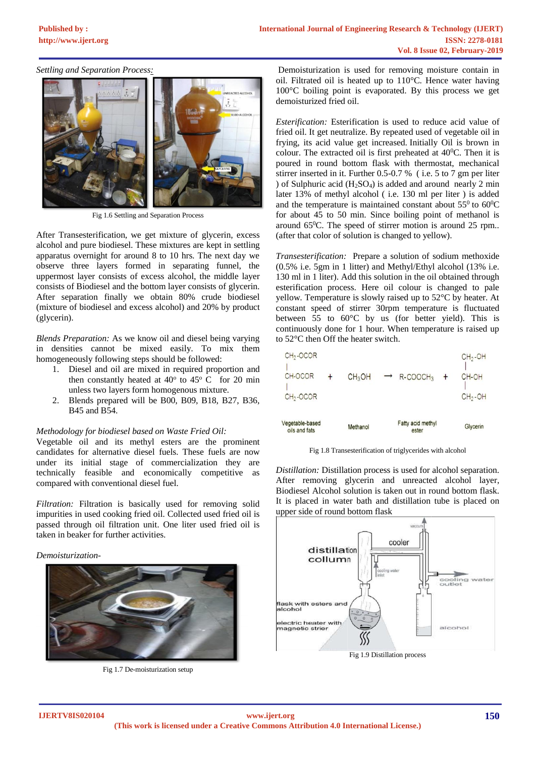*Settling and Separation Process:*

Fig 1.6 Settling and Separation Process

After Transesterification, we get mixture of glycerin, excess alcohol and pure biodiesel. These mixtures are kept in settling apparatus overnight for around 8 to 10 hrs. The next day we observe three layers formed in separating funnel, the uppermost layer consists of excess alcohol, the middle layer consists of Biodiesel and the bottom layer consists of glycerin. After separation finally we obtain 80% crude biodiesel (mixture of biodiesel and excess alcohol) and 20% by product (glycerin).

*Blends Preparation:* As we know oil and diesel being varying in densities cannot be mixed easily. To mix them homogeneously following steps should be followed:

1. Diesel and oil are mixed in required proportion and then constantly heated at 40° to 45° C for 20 min unless two layers form homogenous mixture.
2. Blends prepared will be B00, B09, B18, B27, B36, B45 and B54.

*Methodology for biodiesel based on Waste Fried Oil:*
Vegetable oil and its methyl esters are the prominent candidates for alternative diesel fuels. These fuels are now under its initial stage of commercialization they are technically feasible and economically competitive as compared with conventional diesel fuel.

*Filtration:* Filtration is basically used for removing solid impurities in used cooking fried oil. Collected used fried oil is passed through oil filtration unit. One liter used fried oil is taken in beaker for further activities.

*Demoisturization-*

Fig 1.7 De-moisturization setup

Demoisturization is used for removing moisture contain in oil. Filtrated oil is heated up to 110°C. Hence water having 100°C boiling point is evaporated. By this process we get demoisturized fried oil.

*Esterification:* Esterification is used to reduce acid value of fried oil. It get neutralize. By repeated used of vegetable oil in frying, its acid value get increased. Initially Oil is brown in colour. The extracted oil is first preheated at $40^0$C. Then it is poured in round bottom flask with thermostat, mechanical stirrer inserted in it. Further 0.5-0.7 % ( i.e. 5 to 7 gm per liter ) of Sulphuric acid ($H_2SO_4$) is added and around nearly 2 min later 13% of methyl alcohol ( i.e. 130 ml per liter ) is added and the temperature is maintained constant about $55^0$ to $60^0$C for about 45 to 50 min. Since boiling point of methanol is around $65^0$C. The speed of stirrer motion is around 25 rpm.. (after that color of solution is changed to yellow).

*Transesterification:* Prepare a solution of sodium methoxide (0.5% i.e. 5gm in 1 litter) and Methyl/Ethyl alcohol (13% i.e. 130 ml in 1 liter). Add this solution in the oil obtained through esterification process. Here oil colour is changed to pale yellow. Temperature is slowly raised up to 52°C by heater. At constant speed of stirrer 30rpm temperature is fluctuated between 55 to 60°C by us (for better yield). This is continuously done for 1 hour. When temperature is raised up to 52°C then Off the heater switch.

$$\begin{array}{l} CH_2\text{-}OCOR \\ | \\ CH\text{-}OCOR \\ | \\ CH_2\text{-}OCOR \end{array} + CH_3OH \rightarrow R\text{-}COOCH_3 + \begin{array}{l} CH_2\text{-}OH \\ | \\ CH\text{-}OH \\ | \\ CH_2\text{-}OH \end{array}$$

Vegetable-based oils and fats — Methanol — Fatty acid methyl ester — Glycerin

Fig 1.8 Transesterification of triglycerides with alcohol

*Distillation:* Distillation process is used for alcohol separation. After removing glycerin and unreacted alcohol layer, Biodiesel Alcohol solution is taken out in round bottom flask. It is placed in water bath and distillation tube is placed on upper side of round bottom flask

Fig 1.9 Distillation process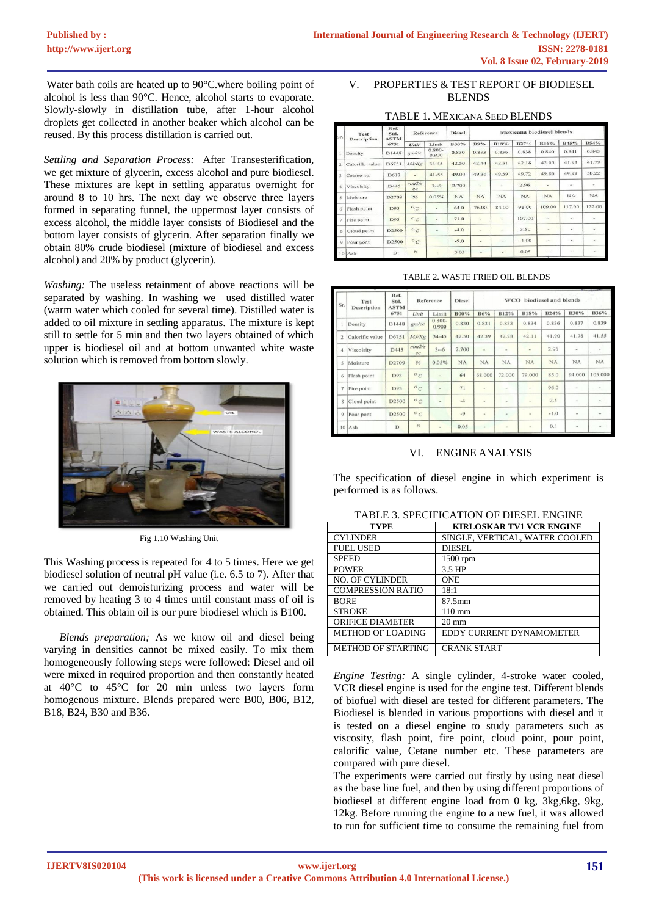Water bath coils are heated up to 90°C.where boiling point of alcohol is less than 90°C. Hence, alcohol starts to evaporate. Slowly-slowly in distillation tube, after 1-hour alcohol droplets get collected in another beaker which alcohol can be reused. By this process distillation is carried out.

*Settling and Separation Process:* After Transesterification, we get mixture of glycerin, excess alcohol and pure biodiesel. These mixtures are kept in settling apparatus overnight for around 8 to 10 hrs. The next day we observe three layers formed in separating funnel, the uppermost layer consists of excess alcohol, the middle layer consists of Biodiesel and the bottom layer consists of glycerin. After separation finally we obtain 80% crude biodiesel (mixture of biodiesel and excess alcohol) and 20% by product (glycerin).

*Washing:* The useless retainment of above reactions will be separated by washing. In washing we used distilled water (warm water which cooled for several time). Distilled water is added to oil mixture in settling apparatus. The mixture is kept still to settle for 5 min and then two layers obtained of which upper is biodiesel and at bottom unwanted white waste solution which is removed from bottom slowly.

Fig 1.10 Washing Unit

This Washing process is repeated for 4 to 5 times. Here we get biodiesel solution of neutral pH value (i.e. 6.5 to 7). After that we carried out demoisturizing process and water will be removed by heating 3 to 4 times until constant mass of oil is obtained. This obtain oil is our pure biodiesel which is B100.

*Blends preparation;* As we know oil and diesel being varying in densities cannot be mixed easily. To mix them homogeneously following steps were followed: Diesel and oil were mixed in required proportion and then constantly heated at 40°C to 45°C for 20 min unless two layers form homogenous mixture. Blends prepared were B00, B06, B12, B18, B24, B30 and B36.

## V. PROPERTIES & TEST REPORT OF BIODIESEL BLENDS

TABLE 1. MEXICANA SEED BLENDS

| Sr. | Test Description | Ref. Std. ASTM 6751 | Reference | | Diesel | Mexicana biodiesel blends | | | | | | |
|---|---|---|---|---|---|---|---|---|---|---|---|---|
| | | | Unit | Limit | B00% | B9% | B18% | B27% | B36% | B45% | B54% |
| 1 | Density | D1448 | gm/cc | 0.800-0.900 | 0.830 | 0.833 | 0.836 | 0.838 | 0.840 | 0.841 | 0.843 |
| 2 | Calorific value | D6751 | MJ/Kg | 34-45 | 42.50 | 42.44 | 42.31 | 42.18 | 42.05 | 41.93 | 41.79 |
| 3 | Cetane no. | D613 | - | 41-55 | 49.00 | 49.36 | 49.59 | 49.72 | 49.86 | 49.99 | 50.22 |
| 4 | Viscosity | D445 | mm2/s ec | 3-6 | 2.700 | - | - | 2.96 | - | - | - |
| 5 | Moisture | D2709 | % | 0.05% | NA | NA | NA | NA | NA | NA | NA |
| 6 | Flash point | D93 | °C | - | 64.0 | 76.00 | 84.00 | 98.00 | 109.00 | 117.00 | 122.00 |
| 7 | Fire point | D93 | °C | - | 71.0 | - | - | 107.00 | - | - | - |
| 8 | Cloud point | D2500 | °C | - | -4.0 | - | - | 3.50 | - | - | - |
| 9 | Pour point | D2500 | °C | | -9.0 | - | - | -1.00 | - | - | - |
| 10 | Ash | D | % | - | 0.05 | - | - | 0.05 | - | - | - |

TABLE 2. WASTE FRIED OIL BLENDS

| Sr. | Test Description | Ref. Std. ASTM 6751 | Reference | | Diesel | WCO biodiesel and blends | | | | | | |
|---|---|---|---|---|---|---|---|---|---|---|---|---|
| | | | Unit | Limit | B00% | B6% | B12% | B18% | B24% | B30% | B36% |
| 1 | Density | D1448 | gm/cc | 0.800-0.900 | 0.830 | 0.831 | 0.833 | 0.834 | 0.836 | 0.837 | 0.839 |
| 2 | Calorific value | D6751 | MJ/Kg | 34-45 | 42.50 | 42.39 | 42.28 | 42.11 | 41.90 | 41.78 | 41.55 |
| 4 | Viscosity | D445 | mm2/s ec | 3-6 | 2.700 | - | - | - | 2.96 | - | - |
| 5 | Moisture | D2709 | % | 0.05% | NA | NA | NA | NA | NA | NA | NA |
| 6 | Flash point | D93 | °C | - | 64 | 68.000 | 72.000 | 79.000 | 85.0 | 94.000 | 105.000 |
| 7 | Fire point | D93 | °C | - | 71 | - | - | - | 96.0 | - | - |
| 8 | Cloud point | D2500 | °C | - | -4 | - | - | - | 2.5 | - | - |
| 9 | Pour point | D2500 | °C | | -9 | - | - | - | -1.0 | - | - |
| 10 | Ash | D | % | - | 0.05 | - | - | - | 0.1 | - | - |

## VI. ENGINE ANALYSIS

The specification of diesel engine in which experiment is performed is as follows.

TABLE 3. SPECIFICATION OF DIESEL ENGINE

| TYPE | KIRLOSKAR TV1 VCR ENGINE |
|---|---|
| CYLINDER | SINGLE, VERTICAL, WATER COOLED |
| FUEL USED | DIESEL |
| SPEED | 1500 rpm |
| POWER | 3.5 HP |
| NO. OF CYLINDER | ONE |
| COMPRESSION RATIO | 18:1 |
| BORE | 87.5mm |
| STROKE | 110 mm |
| ORIFICE DIAMETER | 20 mm |
| METHOD OF LOADING | EDDY CURRENT DYNAMOMETER |
| METHOD OF STARTING | CRANK START |

*Engine Testing:* A single cylinder, 4-stroke water cooled, VCR diesel engine is used for the engine test. Different blends of biofuel with diesel are tested for different parameters. The Biodiesel is blended in various proportions with diesel and it is tested on a diesel engine to study parameters such as viscosity, flash point, fire point, cloud point, pour point, calorific value, Cetane number etc. These parameters are compared with pure diesel.

The experiments were carried out firstly by using neat diesel as the base line fuel, and then by using different proportions of biodiesel at different engine load from 0 kg, 3kg,6kg, 9kg, 12kg. Before running the engine to a new fuel, it was allowed to run for sufficient time to consume the remaining fuel from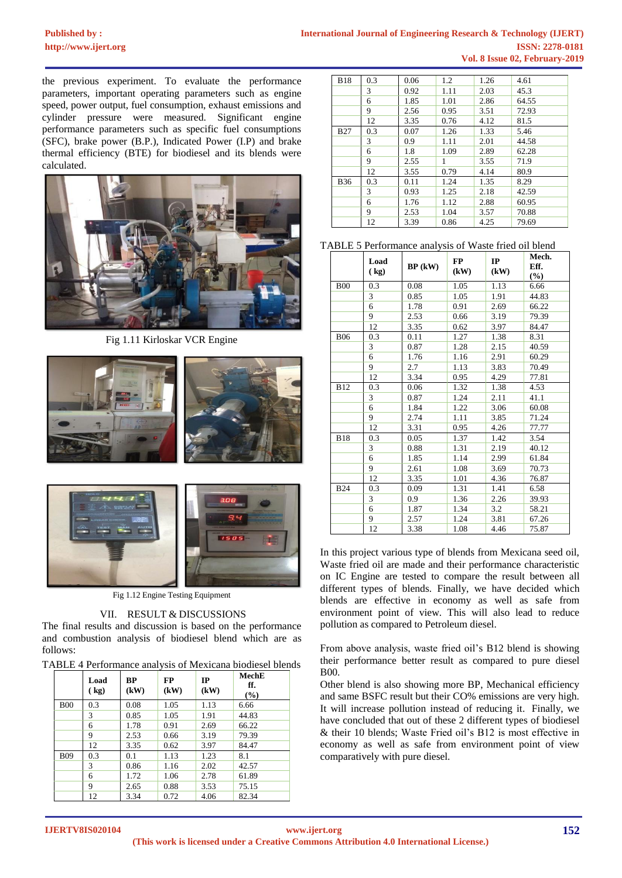the previous experiment. To evaluate the performance parameters, important operating parameters such as engine speed, power output, fuel consumption, exhaust emissions and cylinder pressure were measured. Significant engine performance parameters such as specific fuel consumptions (SFC), brake power (B.P.), Indicated Power (I.P) and brake thermal efficiency (BTE) for biodiesel and its blends were calculated.

Fig 1.11 Kirloskar VCR Engine

Fig 1.12 Engine Testing Equipment

## VII. RESULT & DISCUSSIONS

The final results and discussion is based on the performance and combustion analysis of biodiesel blend which are as follows:

TABLE 4 Performance analysis of Mexicana biodiesel blends

| | Load (kg) | BP (kW) | FP (kW) | IP (kW) | MechE ff. (%) |
|---|---|---|---|---|---|
| B00 | 0.3 | 0.08 | 1.05 | 1.13 | 6.66 |
| | 3 | 0.85 | 1.05 | 1.91 | 44.83 |
| | 6 | 1.78 | 0.91 | 2.69 | 66.22 |
| | 9 | 2.53 | 0.66 | 3.19 | 79.39 |
| | 12 | 3.35 | 0.62 | 3.97 | 84.47 |
| B09 | 0.3 | 0.1 | 1.13 | 1.23 | 8.1 |
| | 3 | 0.86 | 1.16 | 2.02 | 42.57 |
| | 6 | 1.72 | 1.06 | 2.78 | 61.89 |
| | 9 | 2.65 | 0.88 | 3.53 | 75.15 |
| | 12 | 3.34 | 0.72 | 4.06 | 82.34 |
| B18 | 0.3 | 0.06 | 1.2 | 1.26 | 4.61 |
| | 3 | 0.92 | 1.11 | 2.03 | 45.3 |
| | 6 | 1.85 | 1.01 | 2.86 | 64.55 |
| | 9 | 2.56 | 0.95 | 3.51 | 72.93 |
| | 12 | 3.35 | 0.76 | 4.12 | 81.5 |
| B27 | 0.3 | 0.07 | 1.26 | 1.33 | 5.46 |
| | 3 | 0.9 | 1.11 | 2.01 | 44.58 |
| | 6 | 1.8 | 1.09 | 2.89 | 62.28 |
| | 9 | 2.55 | 1 | 3.55 | 71.9 |
| | 12 | 3.55 | 0.79 | 4.14 | 80.9 |
| B36 | 0.3 | 0.11 | 1.24 | 1.35 | 8.29 |
| | 3 | 0.93 | 1.25 | 2.18 | 42.59 |
| | 6 | 1.76 | 1.12 | 2.88 | 60.95 |
| | 9 | 2.53 | 1.04 | 3.57 | 70.88 |
| | 12 | 3.39 | 0.86 | 4.25 | 79.69 |

TABLE 5 Performance analysis of Waste fried oil blend

| | Load (kg) | BP (kW) | FP (kW) | IP (kW) | Mech. Eff. (%) |
|---|---|---|---|---|---|
| B00 | 0.3 | 0.08 | 1.05 | 1.13 | 6.66 |
| | 3 | 0.85 | 1.05 | 1.91 | 44.83 |
| | 6 | 1.78 | 0.91 | 2.69 | 66.22 |
| | 9 | 2.53 | 0.66 | 3.19 | 79.39 |
| | 12 | 3.35 | 0.62 | 3.97 | 84.47 |
| B06 | 0.3 | 0.11 | 1.27 | 1.38 | 8.31 |
| | 3 | 0.87 | 1.28 | 2.15 | 40.59 |
| | 6 | 1.76 | 1.16 | 2.91 | 60.29 |
| | 9 | 2.7 | 1.13 | 3.83 | 70.49 |
| | 12 | 3.34 | 0.95 | 4.29 | 77.81 |
| B12 | 0.3 | 0.06 | 1.32 | 1.38 | 4.53 |
| | 3 | 0.87 | 1.24 | 2.11 | 41.1 |
| | 6 | 1.84 | 1.22 | 3.06 | 60.08 |
| | 9 | 2.74 | 1.11 | 3.85 | 71.24 |
| | 12 | 3.31 | 0.95 | 4.26 | 77.77 |
| B18 | 0.3 | 0.05 | 1.37 | 1.42 | 3.54 |
| | 3 | 0.88 | 1.31 | 2.19 | 40.12 |
| | 6 | 1.85 | 1.14 | 2.99 | 61.84 |
| | 9 | 2.61 | 1.08 | 3.69 | 70.73 |
| | 12 | 3.35 | 1.01 | 4.36 | 76.87 |
| B24 | 0.3 | 0.09 | 1.31 | 1.41 | 6.58 |
| | 3 | 0.9 | 1.36 | 2.26 | 39.93 |
| | 6 | 1.87 | 1.34 | 3.2 | 58.21 |
| | 9 | 2.57 | 1.24 | 3.81 | 67.26 |
| | 12 | 3.38 | 1.08 | 4.46 | 75.87 |

In this project various type of blends from Mexicana seed oil, Waste fried oil are made and their performance characteristic on IC Engine are tested to compare the result between all different types of blends. Finally, we have decided which blends are effective in economy as well as safe from environment point of view. This will also lead to reduce pollution as compared to Petroleum diesel.

From above analysis, waste fried oil's B12 blend is showing their performance better result as compared to pure diesel B00.

Other blend is also showing more BP, Mechanical efficiency and same BSFC result but their CO% emissions are very high. It will increase pollution instead of reducing it. Finally, we have concluded that out of these 2 different types of biodiesel & their 10 blends; Waste Fried oil's B12 is most effective in economy as well as safe from environment point of view comparatively with pure diesel.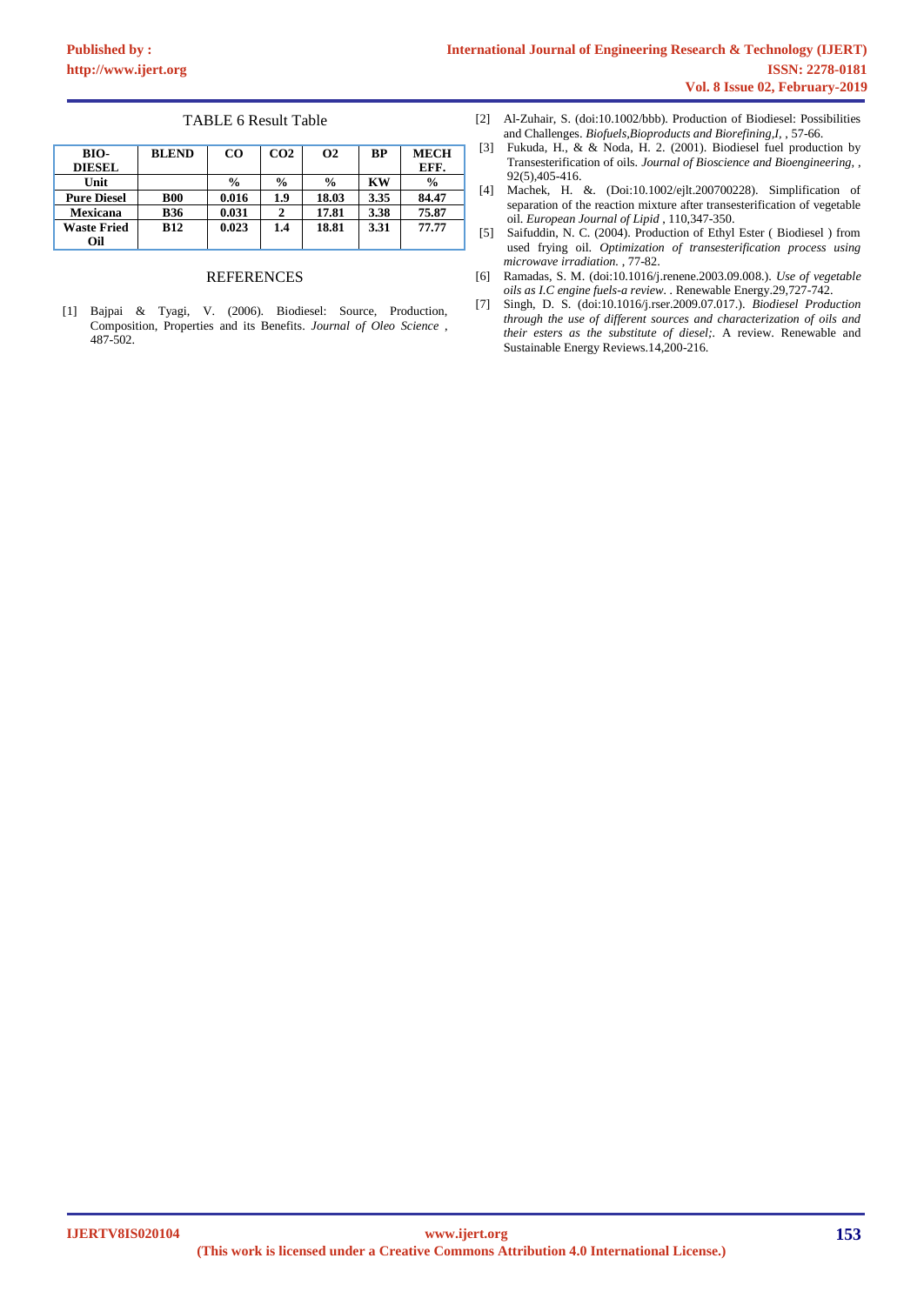TABLE 6 Result Table

| BIO-DIESEL | BLEND | CO | CO2 | O2 | BP | MECH EFF. |
|---|---|---|---|---|---|---|
| **Unit** | | **%** | **%** | **%** | **KW** | **%** |
| **Pure Diesel** | **B00** | **0.016** | **1.9** | **18.03** | **3.35** | **84.47** |
| **Mexicana** | **B36** | **0.031** | **2** | **17.81** | **3.38** | **75.87** |
| **Waste Fried Oil** | **B12** | **0.023** | **1.4** | **18.81** | **3.31** | **77.77** |

## REFERENCES

[1] Bajpai & Tyagi, V. (2006). Biodiesel: Source, Production, Composition, Properties and its Benefits. *Journal of Oleo Science* , 487-502.

[2] Al-Zuhair, S. (doi:10.1002/bbb). Production of Biodiesel: Possibilities and Challenges. *Biofuels,Bioproducts and Biorefining,I,* , 57-66.

[3] Fukuda, H., & & Noda, H. 2. (2001). Biodiesel fuel production by Transesterification of oils. *Journal of Bioscience and Bioengineering,* , 92(5),405-416.

[4] Machek, H. &. (Doi:10.1002/ejlt.200700228). Simplification of separation of the reaction mixture after transesterification of vegetable oil. *European Journal of Lipid* , 110,347-350.

[5] Saifuddin, N. C. (2004). Production of Ethyl Ester ( Biodiesel ) from used frying oil. *Optimization of transesterification process using microwave irradiation.* , 77-82.

[6] Ramadas, S. M. (doi:10.1016/j.renene.2003.09.008.). *Use of vegetable oils as I.C engine fuels-a review.* . Renewable Energy.29,727-742.

[7] Singh, D. S. (doi:10.1016/j.rser.2009.07.017.). *Biodiesel Production through the use of different sources and characterization of oils and their esters as the substitute of diesel;.* A review. Renewable and Sustainable Energy Reviews.14,200-216.